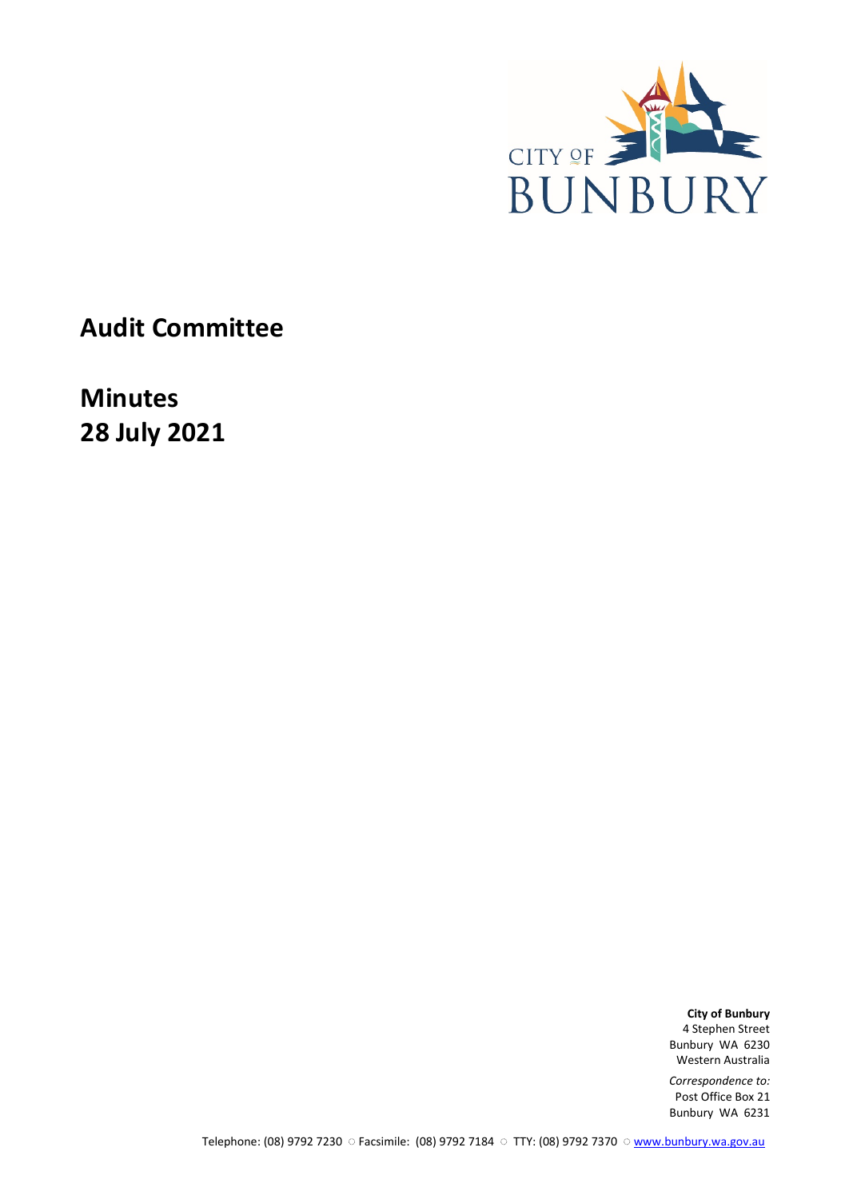CITY OF BUNBURY

# Audit Committee

## Minutes
## 28 July 2021

**City of Bunbury**
4 Stephen Street
Bunbury WA 6230
Western Australia

*Correspondence to:*
Post Office Box 21
Bunbury WA 6231

Telephone: (08) 9792 7230 ○ Facsimile: (08) 9792 7184 ○ TTY: (08) 9792 7370 ○ www.bunbury.wa.gov.au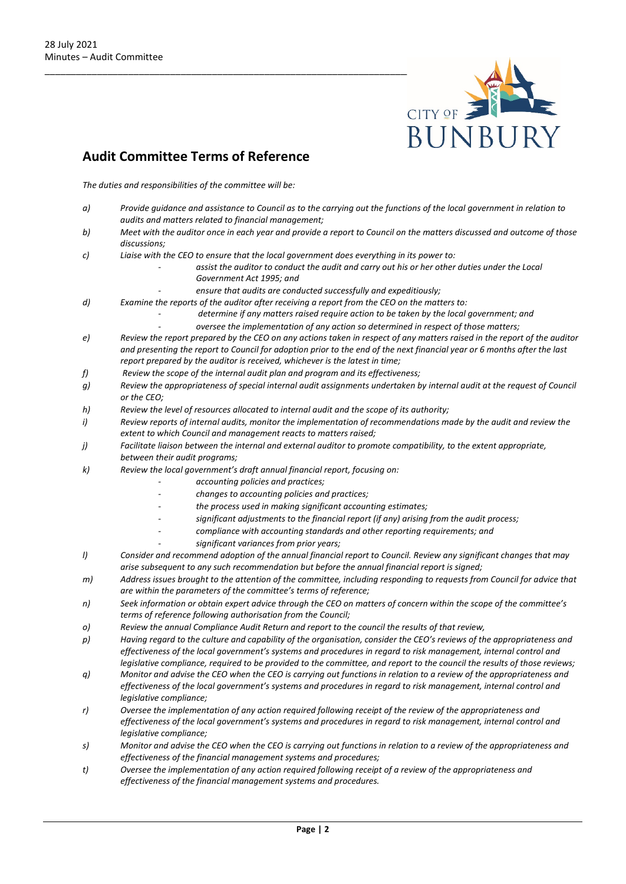## Audit Committee Terms of Reference

*The duties and responsibilities of the committee will be:*

a) *Provide guidance and assistance to Council as to the carrying out the functions of the local government in relation to audits and matters related to financial management;*

b) *Meet with the auditor once in each year and provide a report to Council on the matters discussed and outcome of those discussions;*

c) *Liaise with the CEO to ensure that the local government does everything in its power to:*
   - *assist the auditor to conduct the audit and carry out his or her other duties under the Local Government Act 1995; and*
   - *ensure that audits are conducted successfully and expeditiously;*

d) *Examine the reports of the auditor after receiving a report from the CEO on the matters to:*
   - *determine if any matters raised require action to be taken by the local government; and*
   - *oversee the implementation of any action so determined in respect of those matters;*

e) *Review the report prepared by the CEO on any actions taken in respect of any matters raised in the report of the auditor and presenting the report to Council for adoption prior to the end of the next financial year or 6 months after the last report prepared by the auditor is received, whichever is the latest in time;*

f) *Review the scope of the internal audit plan and program and its effectiveness;*

g) *Review the appropriateness of special internal audit assignments undertaken by internal audit at the request of Council or the CEO;*

h) *Review the level of resources allocated to internal audit and the scope of its authority;*

i) *Review reports of internal audits, monitor the implementation of recommendations made by the audit and review the extent to which Council and management reacts to matters raised;*

j) *Facilitate liaison between the internal and external auditor to promote compatibility, to the extent appropriate, between their audit programs;*

k) *Review the local government's draft annual financial report, focusing on:*
   - *accounting policies and practices;*
   - *changes to accounting policies and practices;*
   - *the process used in making significant accounting estimates;*
   - *significant adjustments to the financial report (if any) arising from the audit process;*
   - *compliance with accounting standards and other reporting requirements; and*
   - *significant variances from prior years;*

l) *Consider and recommend adoption of the annual financial report to Council. Review any significant changes that may arise subsequent to any such recommendation but before the annual financial report is signed;*

m) *Address issues brought to the attention of the committee, including responding to requests from Council for advice that are within the parameters of the committee's terms of reference;*

n) *Seek information or obtain expert advice through the CEO on matters of concern within the scope of the committee's terms of reference following authorisation from the Council;*

o) *Review the annual Compliance Audit Return and report to the council the results of that review,*

p) *Having regard to the culture and capability of the organisation, consider the CEO's reviews of the appropriateness and effectiveness of the local government's systems and procedures in regard to risk management, internal control and legislative compliance, required to be provided to the committee, and report to the council the results of those reviews;*

q) *Monitor and advise the CEO when the CEO is carrying out functions in relation to a review of the appropriateness and effectiveness of the local government's systems and procedures in regard to risk management, internal control and legislative compliance;*

r) *Oversee the implementation of any action required following receipt of the review of the appropriateness and effectiveness of the local government's systems and procedures in regard to risk management, internal control and legislative compliance;*

s) *Monitor and advise the CEO when the CEO is carrying out functions in relation to a review of the appropriateness and effectiveness of the financial management systems and procedures;*

t) *Oversee the implementation of any action required following receipt of a review of the appropriateness and effectiveness of the financial management systems and procedures.*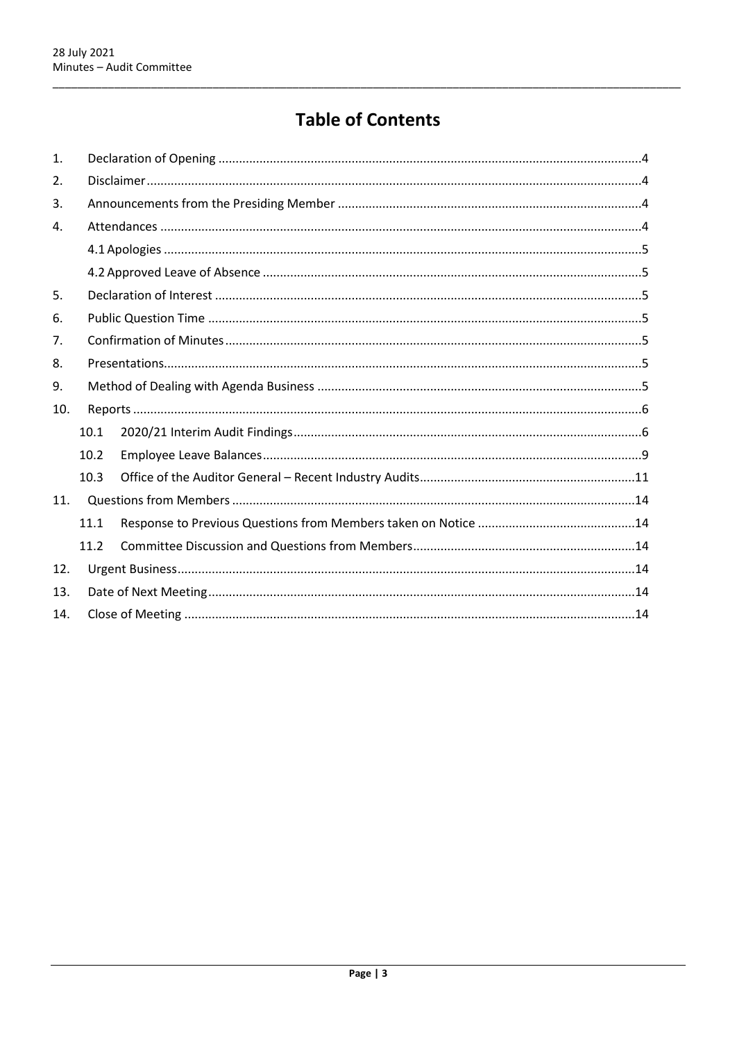# Table of Contents

1. Declaration of Opening ........................................................................................................................4
2. Disclaimer.............................................................................................................................................4
3. Announcements from the Presiding Member ......................................................................................4
4. Attendances .........................................................................................................................................4
   - 4.1 Apologies .........................................................................................................................................5
   - 4.2 Approved Leave of Absence ............................................................................................................5
5. Declaration of Interest ..........................................................................................................................5
6. Public Question Time ............................................................................................................................5
7. Confirmation of Minutes .......................................................................................................................5
8. Presentations.........................................................................................................................................5
9. Method of Dealing with Agenda Business .............................................................................................5
10. Reports ..................................................................................................................................................6
    - 10.1 2020/21 Interim Audit Findings....................................................................................................6
    - 10.2 Employee Leave Balances............................................................................................................9
    - 10.3 Office of the Auditor General – Recent Industry Audits.............................................................11
11. Questions from Members ....................................................................................................................14
    - 11.1 Response to Previous Questions from Members taken on Notice ............................................14
    - 11.2 Committee Discussion and Questions from Members...............................................................14
12. Urgent Business...................................................................................................................................14
13. Date of Next Meeting..........................................................................................................................14
14. Close of Meeting ................................................................................................................................14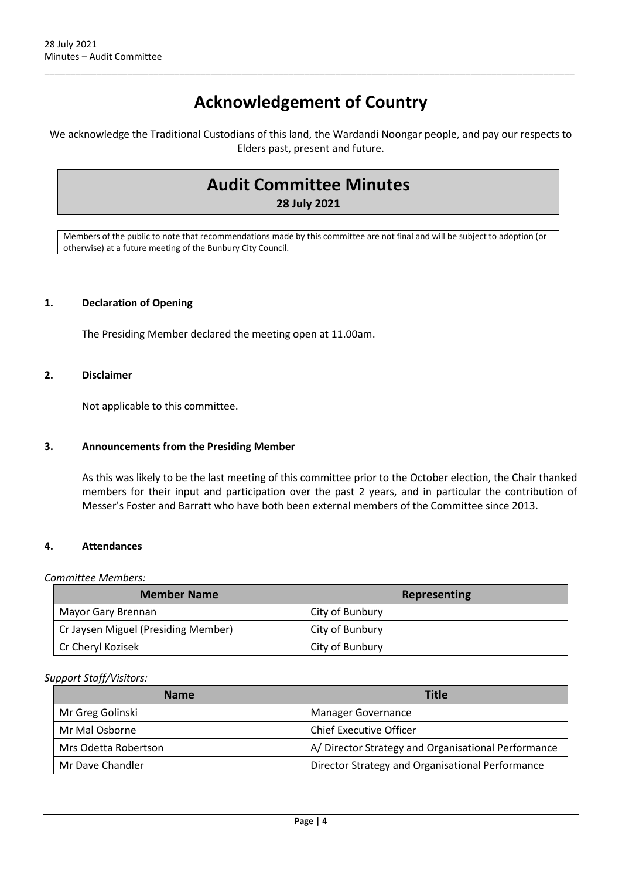# Acknowledgement of Country

We acknowledge the Traditional Custodians of this land, the Wardandi Noongar people, and pay our respects to Elders past, present and future.

# Audit Committee Minutes

**28 July 2021**

Members of the public to note that recommendations made by this committee are not final and will be subject to adoption (or otherwise) at a future meeting of the Bunbury City Council.

### 1. Declaration of Opening

The Presiding Member declared the meeting open at 11.00am.

### 2. Disclaimer

Not applicable to this committee.

### 3. Announcements from the Presiding Member

As this was likely to be the last meeting of this committee prior to the October election, the Chair thanked members for their input and participation over the past 2 years, and in particular the contribution of Messer's Foster and Barratt who have both been external members of the Committee since 2013.

### 4. Attendances

*Committee Members:*

| Member Name | Representing |
|---|---|
| Mayor Gary Brennan | City of Bunbury |
| Cr Jaysen Miguel (Presiding Member) | City of Bunbury |
| Cr Cheryl Kozisek | City of Bunbury |

*Support Staff/Visitors:*

| Name | Title |
|---|---|
| Mr Greg Golinski | Manager Governance |
| Mr Mal Osborne | Chief Executive Officer |
| Mrs Odetta Robertson | A/ Director Strategy and Organisational Performance |
| Mr Dave Chandler | Director Strategy and Organisational Performance |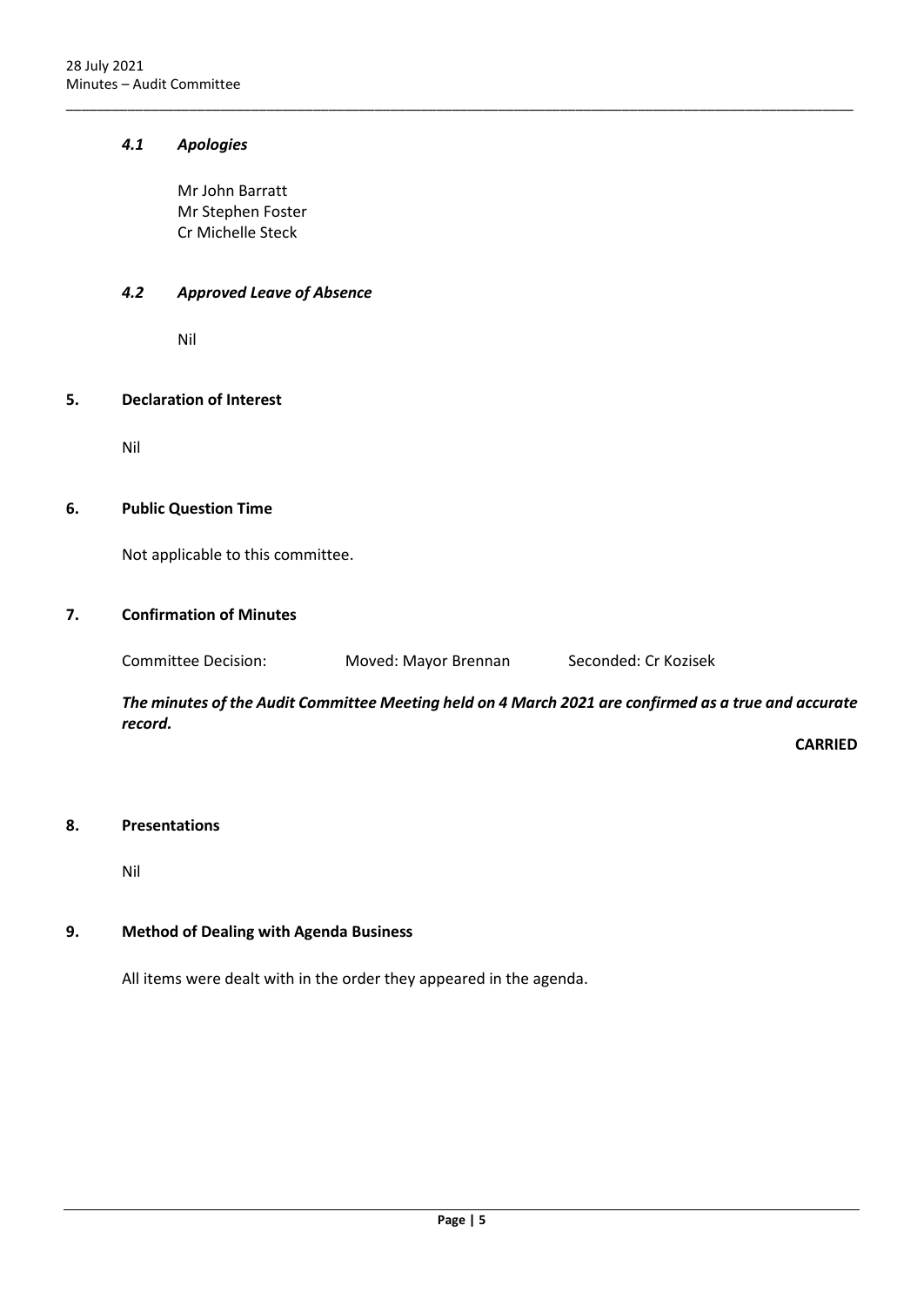### *4.1 Apologies*

Mr John Barratt
Mr Stephen Foster
Cr Michelle Steck

### *4.2 Approved Leave of Absence*

Nil

## 5. Declaration of Interest

Nil

## 6. Public Question Time

Not applicable to this committee.

## 7. Confirmation of Minutes

Committee Decision: Moved: Mayor Brennan Seconded: Cr Kozisek

***The minutes of the Audit Committee Meeting held on 4 March 2021 are confirmed as a true and accurate record.***

**CARRIED**

## 8. Presentations

Nil

## 9. Method of Dealing with Agenda Business

All items were dealt with in the order they appeared in the agenda.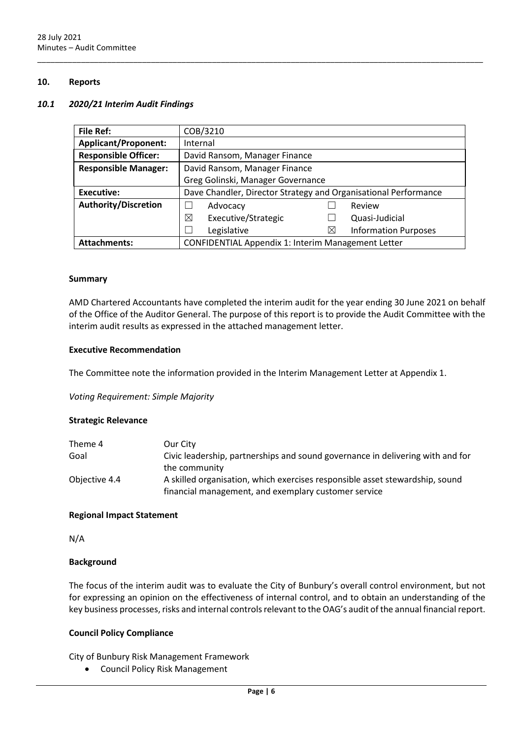## 10. Reports

### *10.1 2020/21 Interim Audit Findings*

| | | | | |
|---|---|---|---|---|
| **File Ref:** | COB/3210 | | | |
| **Applicant/Proponent:** | Internal | | | |
| **Responsible Officer:** | David Ransom, Manager Finance | | | |
| **Responsible Manager:** | David Ransom, Manager Finance<br>Greg Golinski, Manager Governance | | | |
| **Executive:** | Dave Chandler, Director Strategy and Organisational Performance | | | |
| **Authority/Discretion** | ☐ | Advocacy | ☐ | Review |
| | ☒ | Executive/Strategic | ☐ | Quasi-Judicial |
| | ☐ | Legislative | ☒ | Information Purposes |
| **Attachments:** | CONFIDENTIAL Appendix 1: Interim Management Letter | | | |

#### Summary

AMD Chartered Accountants have completed the interim audit for the year ending 30 June 2021 on behalf of the Office of the Auditor General. The purpose of this report is to provide the Audit Committee with the interim audit results as expressed in the attached management letter.

#### Executive Recommendation

The Committee note the information provided in the Interim Management Letter at Appendix 1.

*Voting Requirement: Simple Majority*

#### Strategic Relevance

| | |
|---|---|
| Theme 4 | Our City |
| Goal | Civic leadership, partnerships and sound governance in delivering with and for the community |
| Objective 4.4 | A skilled organisation, which exercises responsible asset stewardship, sound financial management, and exemplary customer service |

#### Regional Impact Statement

N/A

#### Background

The focus of the interim audit was to evaluate the City of Bunbury's overall control environment, but not for expressing an opinion on the effectiveness of internal control, and to obtain an understanding of the key business processes, risks and internal controls relevant to the OAG's audit of the annual financial report.

#### Council Policy Compliance

City of Bunbury Risk Management Framework

- Council Policy Risk Management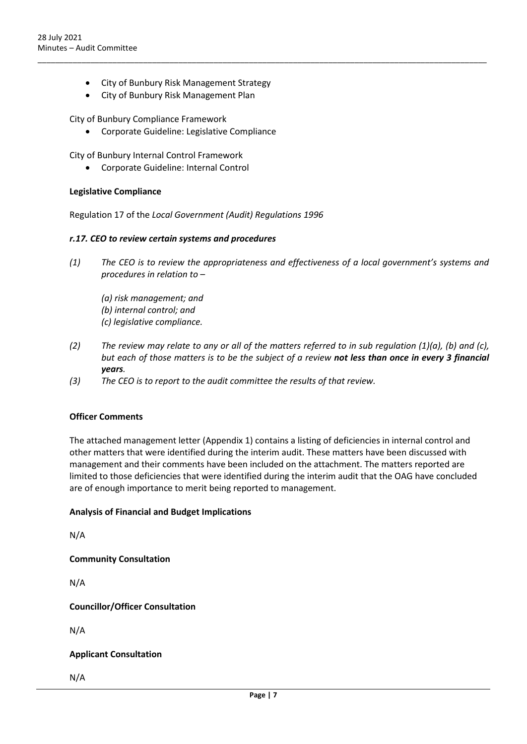- City of Bunbury Risk Management Strategy
- City of Bunbury Risk Management Plan

City of Bunbury Compliance Framework

- Corporate Guideline: Legislative Compliance

City of Bunbury Internal Control Framework

- Corporate Guideline: Internal Control

**Legislative Compliance**

Regulation 17 of the *Local Government (Audit) Regulations 1996*

***r.17. CEO to review certain systems and procedures***

*(1) The CEO is to review the appropriateness and effectiveness of a local government's systems and procedures in relation to –*

*(a) risk management; and*
*(b) internal control; and*
*(c) legislative compliance.*

*(2) The review may relate to any or all of the matters referred to in sub regulation (1)(a), (b) and (c), but each of those matters is to be the subject of a review **not less than once in every 3 financial years**.*

*(3) The CEO is to report to the audit committee the results of that review.*

**Officer Comments**

The attached management letter (Appendix 1) contains a listing of deficiencies in internal control and other matters that were identified during the interim audit. These matters have been discussed with management and their comments have been included on the attachment. The matters reported are limited to those deficiencies that were identified during the interim audit that the OAG have concluded are of enough importance to merit being reported to management.

**Analysis of Financial and Budget Implications**

N/A

**Community Consultation**

N/A

**Councillor/Officer Consultation**

N/A

**Applicant Consultation**

N/A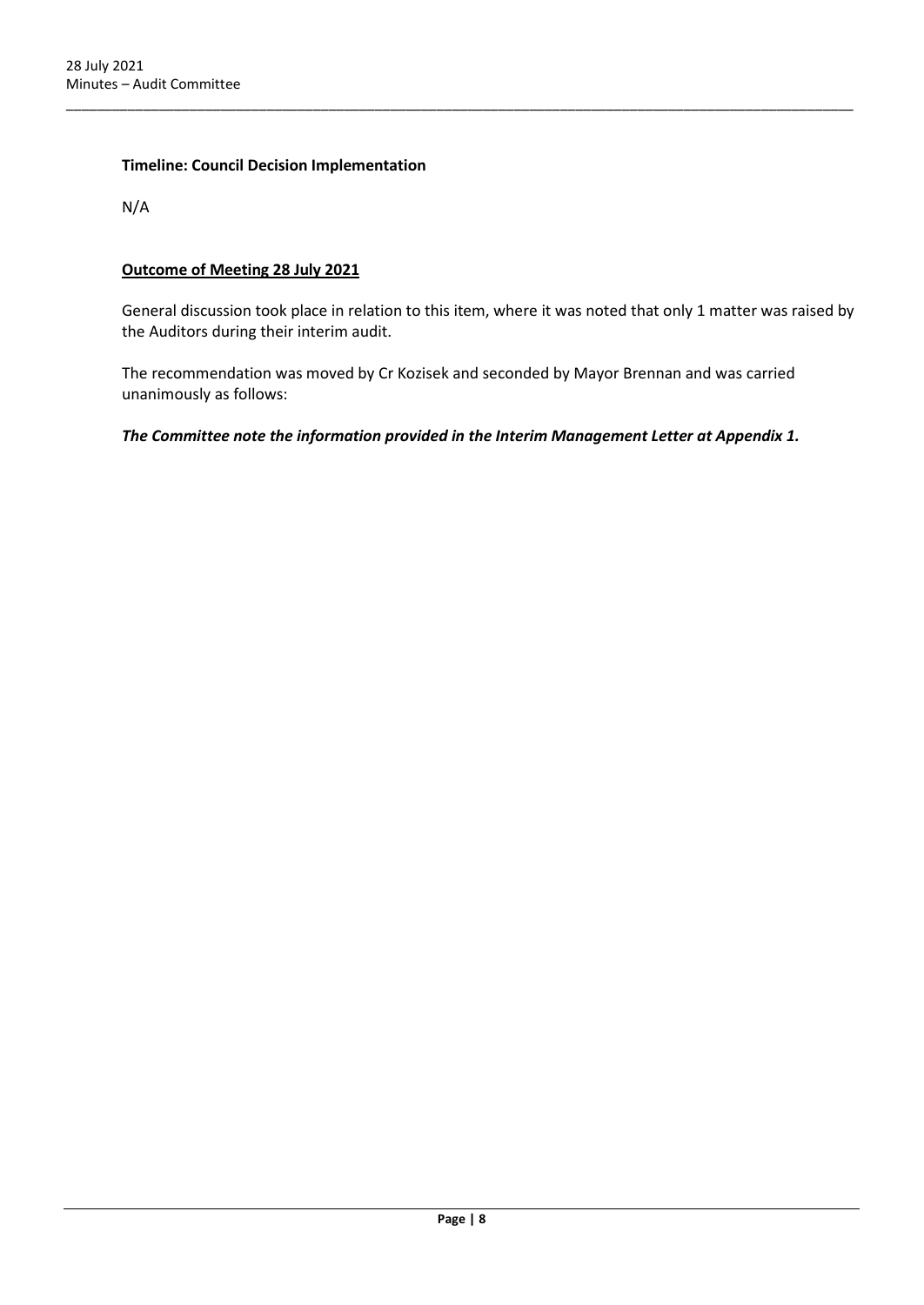**Timeline: Council Decision Implementation**

N/A

**Outcome of Meeting 28 July 2021**

General discussion took place in relation to this item, where it was noted that only 1 matter was raised by the Auditors during their interim audit.

The recommendation was moved by Cr Kozisek and seconded by Mayor Brennan and was carried unanimously as follows:

***The Committee note the information provided in the Interim Management Letter at Appendix 1.***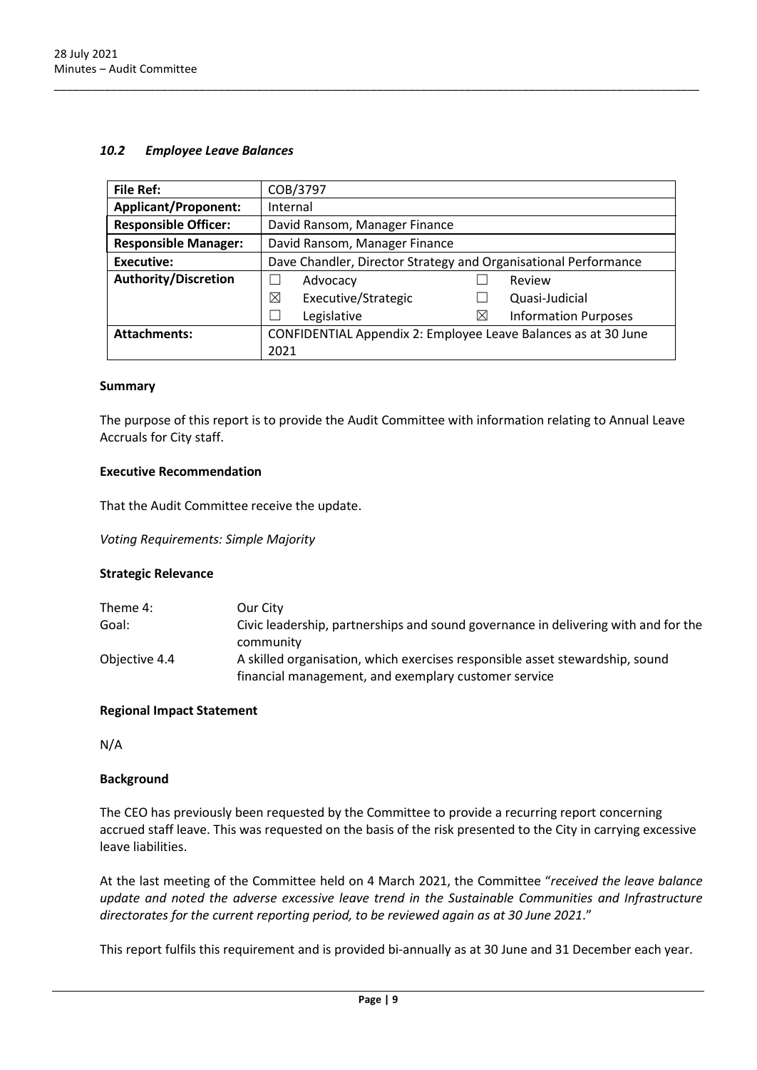### *10.2 Employee Leave Balances*

| | |
|---|---|
| **File Ref:** | COB/3797 |
| **Applicant/Proponent:** | Internal |
| **Responsible Officer:** | David Ransom, Manager Finance |
| **Responsible Manager:** | David Ransom, Manager Finance |
| **Executive:** | Dave Chandler, Director Strategy and Organisational Performance |
| **Authority/Discretion** | ☐ Advocacy ☐ Review<br>☒ Executive/Strategic ☐ Quasi-Judicial<br>☐ Legislative ☒ Information Purposes |
| **Attachments:** | CONFIDENTIAL Appendix 2: Employee Leave Balances as at 30 June 2021 |

**Summary**

The purpose of this report is to provide the Audit Committee with information relating to Annual Leave Accruals for City staff.

**Executive Recommendation**

That the Audit Committee receive the update.

*Voting Requirements: Simple Majority*

**Strategic Relevance**

| | |
|---|---|
| Theme 4: | Our City |
| Goal: | Civic leadership, partnerships and sound governance in delivering with and for the community |
| Objective 4.4 | A skilled organisation, which exercises responsible asset stewardship, sound financial management, and exemplary customer service |

**Regional Impact Statement**

N/A

**Background**

The CEO has previously been requested by the Committee to provide a recurring report concerning accrued staff leave. This was requested on the basis of the risk presented to the City in carrying excessive leave liabilities.

At the last meeting of the Committee held on 4 March 2021, the Committee "*received the leave balance update and noted the adverse excessive leave trend in the Sustainable Communities and Infrastructure directorates for the current reporting period, to be reviewed again as at 30 June 2021*."

This report fulfils this requirement and is provided bi-annually as at 30 June and 31 December each year.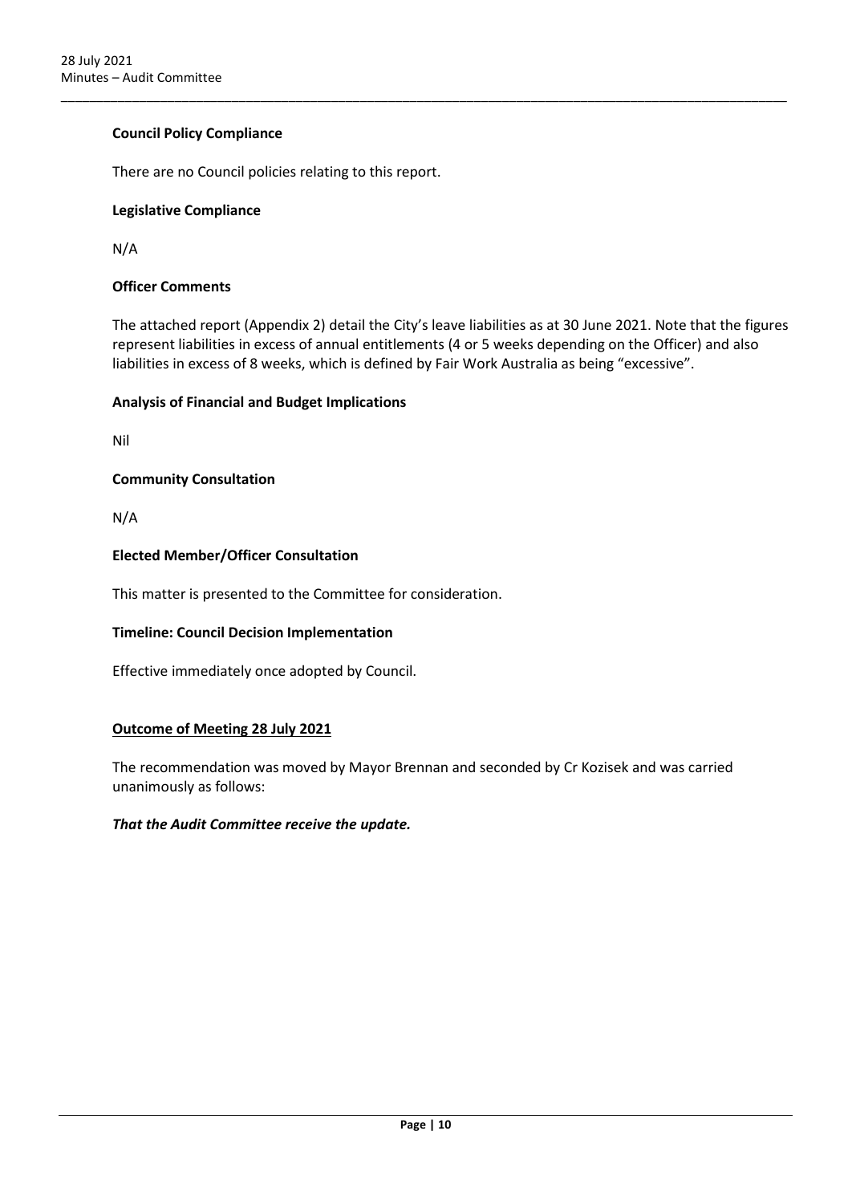**Council Policy Compliance**

There are no Council policies relating to this report.

**Legislative Compliance**

N/A

**Officer Comments**

The attached report (Appendix 2) detail the City's leave liabilities as at 30 June 2021. Note that the figures represent liabilities in excess of annual entitlements (4 or 5 weeks depending on the Officer) and also liabilities in excess of 8 weeks, which is defined by Fair Work Australia as being "excessive".

**Analysis of Financial and Budget Implications**

Nil

**Community Consultation**

N/A

**Elected Member/Officer Consultation**

This matter is presented to the Committee for consideration.

**Timeline: Council Decision Implementation**

Effective immediately once adopted by Council.

**<u>Outcome of Meeting 28 July 2021</u>**

The recommendation was moved by Mayor Brennan and seconded by Cr Kozisek and was carried unanimously as follows:

***That the Audit Committee receive the update.***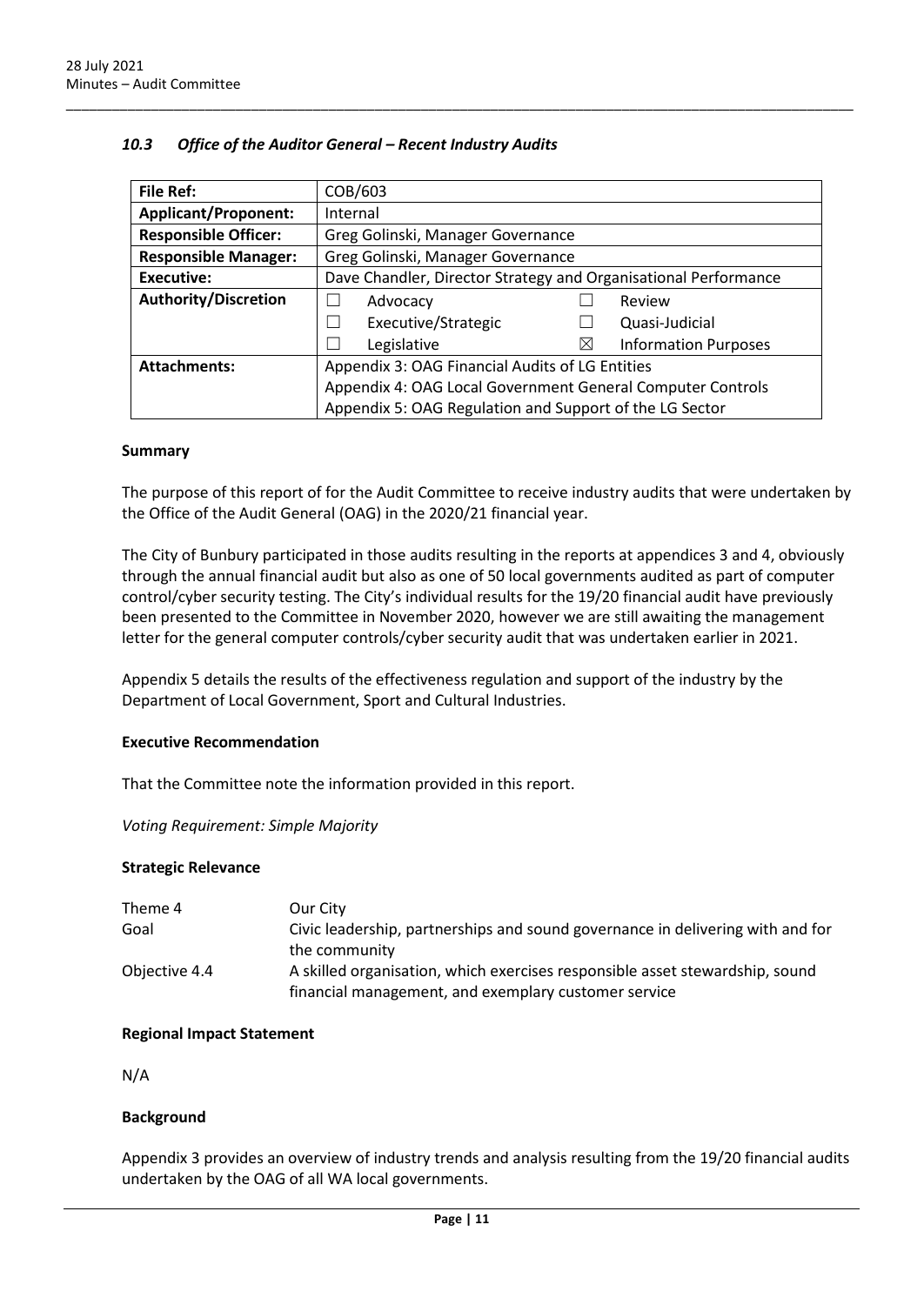### *10.3 Office of the Auditor General – Recent Industry Audits*

| | |
|---|---|
| **File Ref:** | COB/603 |
| **Applicant/Proponent:** | Internal |
| **Responsible Officer:** | Greg Golinski, Manager Governance |
| **Responsible Manager:** | Greg Golinski, Manager Governance |
| **Executive:** | Dave Chandler, Director Strategy and Organisational Performance |
| **Authority/Discretion** | ☐ Advocacy ☐ Review<br>☐ Executive/Strategic ☐ Quasi-Judicial<br>☐ Legislative ☒ Information Purposes |
| **Attachments:** | Appendix 3: OAG Financial Audits of LG Entities<br>Appendix 4: OAG Local Government General Computer Controls<br>Appendix 5: OAG Regulation and Support of the LG Sector |

#### Summary

The purpose of this report of for the Audit Committee to receive industry audits that were undertaken by the Office of the Audit General (OAG) in the 2020/21 financial year.

The City of Bunbury participated in those audits resulting in the reports at appendices 3 and 4, obviously through the annual financial audit but also as one of 50 local governments audited as part of computer control/cyber security testing. The City's individual results for the 19/20 financial audit have previously been presented to the Committee in November 2020, however we are still awaiting the management letter for the general computer controls/cyber security audit that was undertaken earlier in 2021.

Appendix 5 details the results of the effectiveness regulation and support of the industry by the Department of Local Government, Sport and Cultural Industries.

#### Executive Recommendation

That the Committee note the information provided in this report.

*Voting Requirement: Simple Majority*

#### Strategic Relevance

| | |
|---|---|
| Theme 4 | Our City |
| Goal | Civic leadership, partnerships and sound governance in delivering with and for the community |
| Objective 4.4 | A skilled organisation, which exercises responsible asset stewardship, sound financial management, and exemplary customer service |

#### Regional Impact Statement

N/A

#### Background

Appendix 3 provides an overview of industry trends and analysis resulting from the 19/20 financial audits undertaken by the OAG of all WA local governments.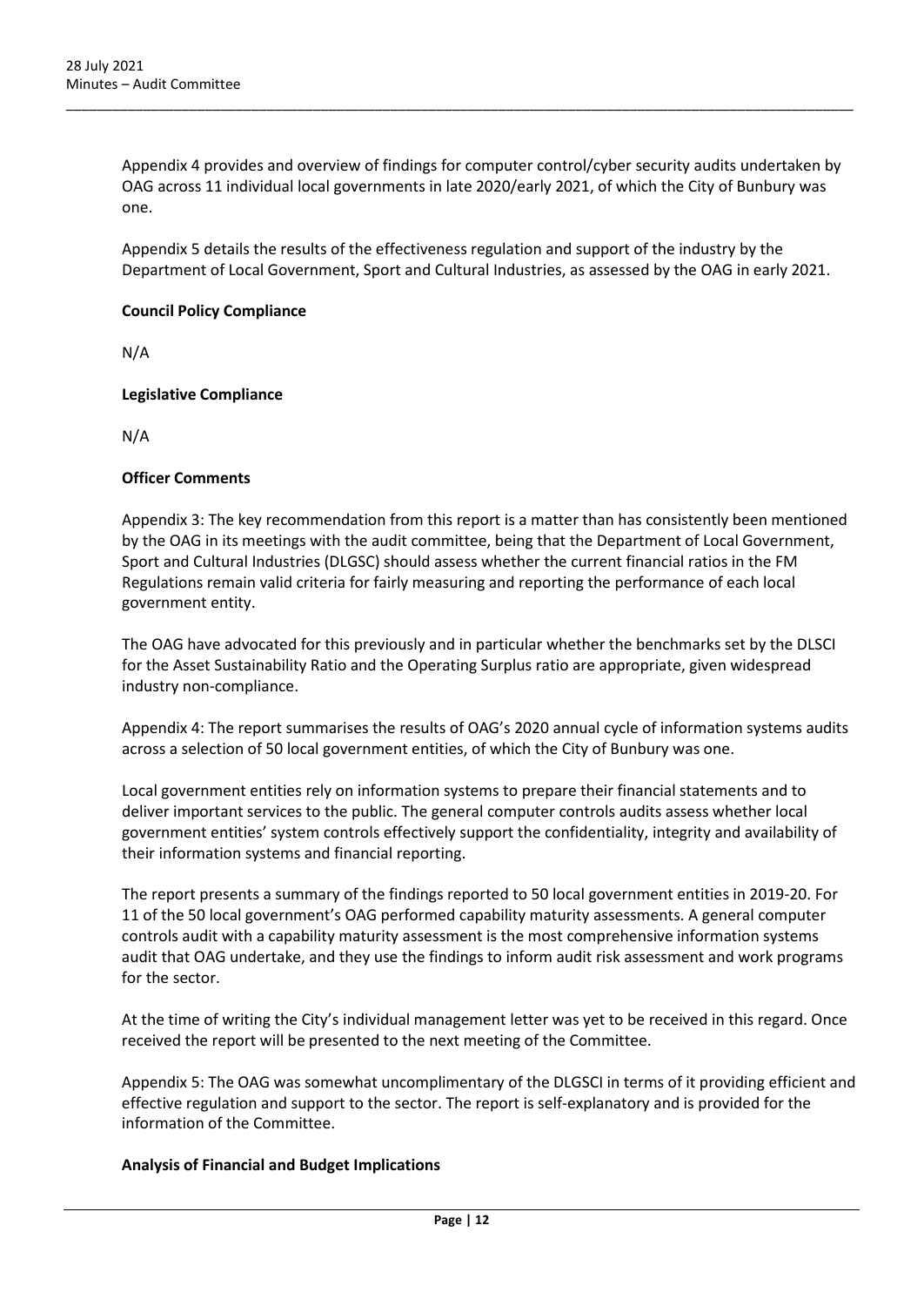Appendix 4 provides and overview of findings for computer control/cyber security audits undertaken by OAG across 11 individual local governments in late 2020/early 2021, of which the City of Bunbury was one.

Appendix 5 details the results of the effectiveness regulation and support of the industry by the Department of Local Government, Sport and Cultural Industries, as assessed by the OAG in early 2021.

**Council Policy Compliance**

N/A

**Legislative Compliance**

N/A

**Officer Comments**

Appendix 3: The key recommendation from this report is a matter than has consistently been mentioned by the OAG in its meetings with the audit committee, being that the Department of Local Government, Sport and Cultural Industries (DLGSC) should assess whether the current financial ratios in the FM Regulations remain valid criteria for fairly measuring and reporting the performance of each local government entity.

The OAG have advocated for this previously and in particular whether the benchmarks set by the DLSCI for the Asset Sustainability Ratio and the Operating Surplus ratio are appropriate, given widespread industry non-compliance.

Appendix 4: The report summarises the results of OAG's 2020 annual cycle of information systems audits across a selection of 50 local government entities, of which the City of Bunbury was one.

Local government entities rely on information systems to prepare their financial statements and to deliver important services to the public. The general computer controls audits assess whether local government entities' system controls effectively support the confidentiality, integrity and availability of their information systems and financial reporting.

The report presents a summary of the findings reported to 50 local government entities in 2019-20. For 11 of the 50 local government's OAG performed capability maturity assessments. A general computer controls audit with a capability maturity assessment is the most comprehensive information systems audit that OAG undertake, and they use the findings to inform audit risk assessment and work programs for the sector.

At the time of writing the City's individual management letter was yet to be received in this regard. Once received the report will be presented to the next meeting of the Committee.

Appendix 5: The OAG was somewhat uncomplimentary of the DLGSCI in terms of it providing efficient and effective regulation and support to the sector. The report is self-explanatory and is provided for the information of the Committee.

**Analysis of Financial and Budget Implications**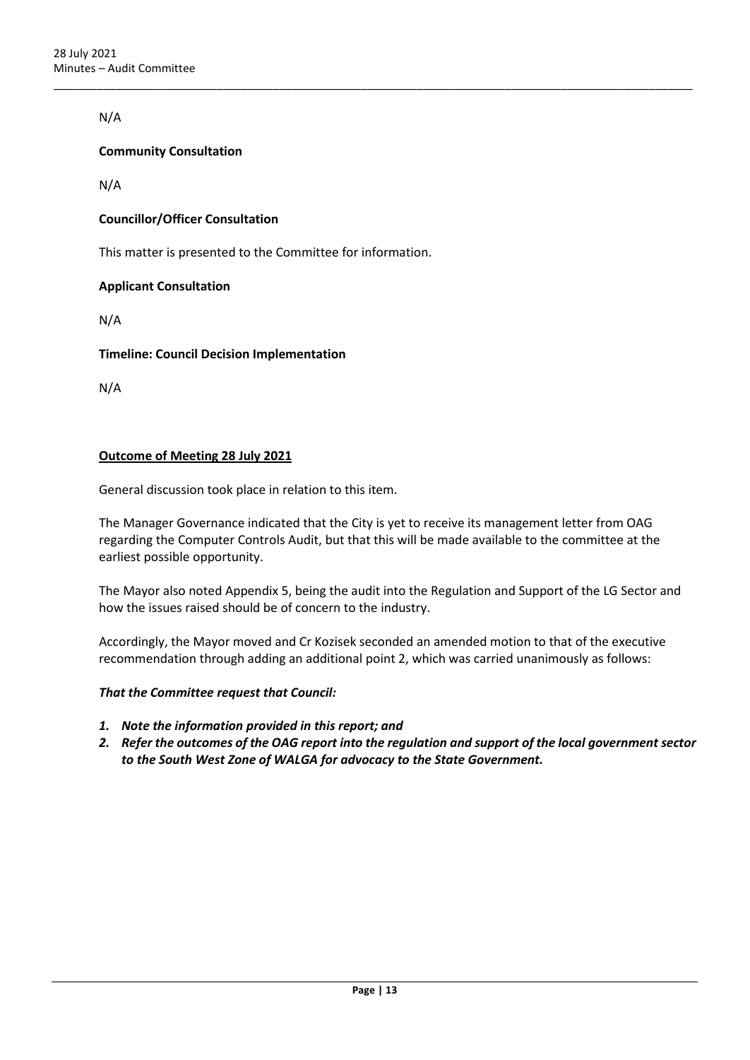N/A

**Community Consultation**

N/A

**Councillor/Officer Consultation**

This matter is presented to the Committee for information.

**Applicant Consultation**

N/A

**Timeline: Council Decision Implementation**

N/A

**Outcome of Meeting 28 July 2021**

General discussion took place in relation to this item.

The Manager Governance indicated that the City is yet to receive its management letter from OAG regarding the Computer Controls Audit, but that this will be made available to the committee at the earliest possible opportunity.

The Mayor also noted Appendix 5, being the audit into the Regulation and Support of the LG Sector and how the issues raised should be of concern to the industry.

Accordingly, the Mayor moved and Cr Kozisek seconded an amended motion to that of the executive recommendation through adding an additional point 2, which was carried unanimously as follows:

***That the Committee request that Council:***

1. ***Note the information provided in this report; and***
2. ***Refer the outcomes of the OAG report into the regulation and support of the local government sector to the South West Zone of WALGA for advocacy to the State Government.***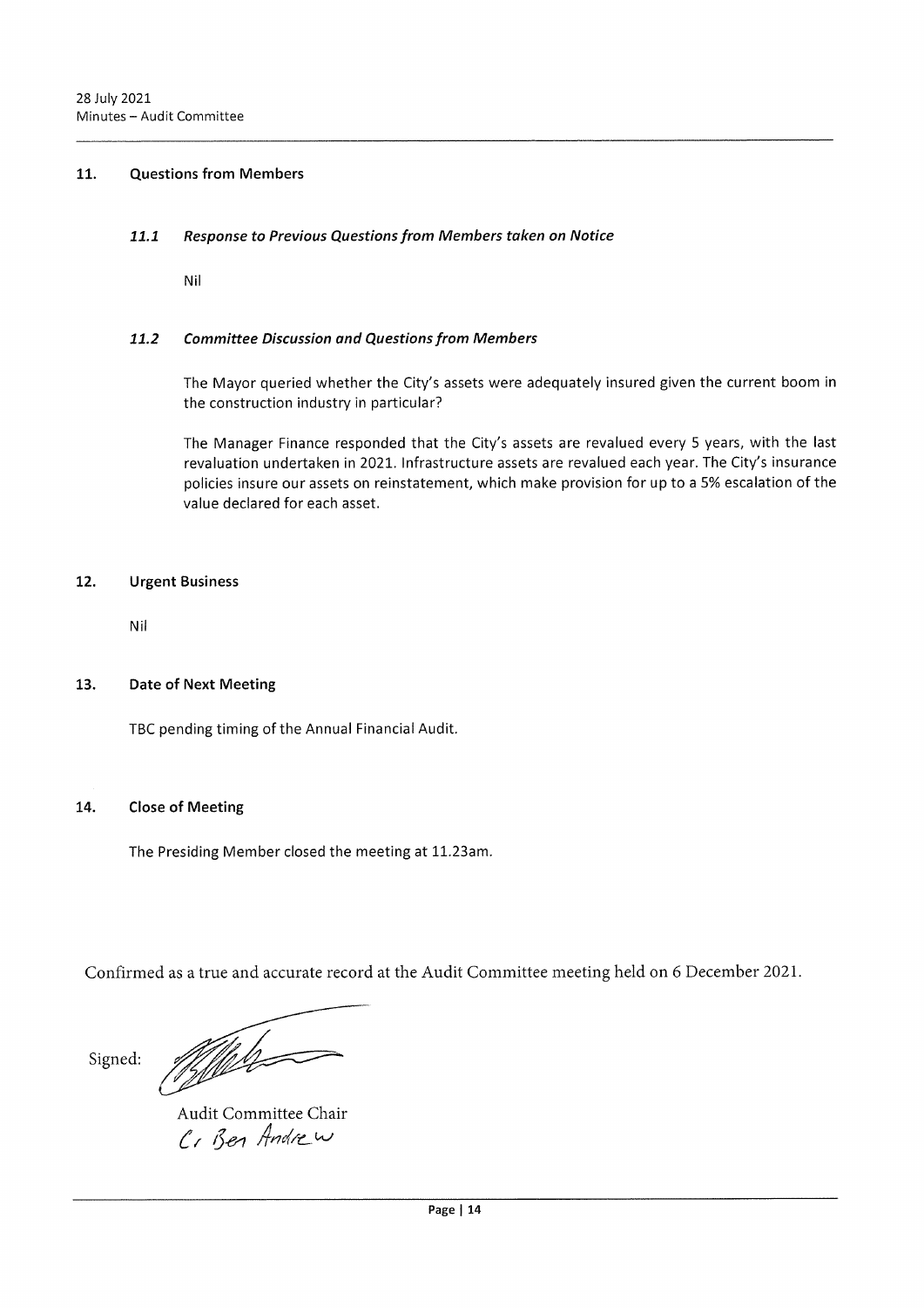## 11. Questions from Members

### *11.1 Response to Previous Questions from Members taken on Notice*

Nil

### *11.2 Committee Discussion and Questions from Members*

The Mayor queried whether the City's assets were adequately insured given the current boom in the construction industry in particular?

The Manager Finance responded that the City's assets are revalued every 5 years, with the last revaluation undertaken in 2021. Infrastructure assets are revalued each year. The City's insurance policies insure our assets on reinstatement, which make provision for up to a 5% escalation of the value declared for each asset.

## 12. Urgent Business

Nil

## 13. Date of Next Meeting

TBC pending timing of the Annual Financial Audit.

## 14. Close of Meeting

The Presiding Member closed the meeting at 11.23am.

Confirmed as a true and accurate record at the Audit Committee meeting held on 6 December 2021.

Signed:

Audit Committee Chair
Cr Ben Andrew